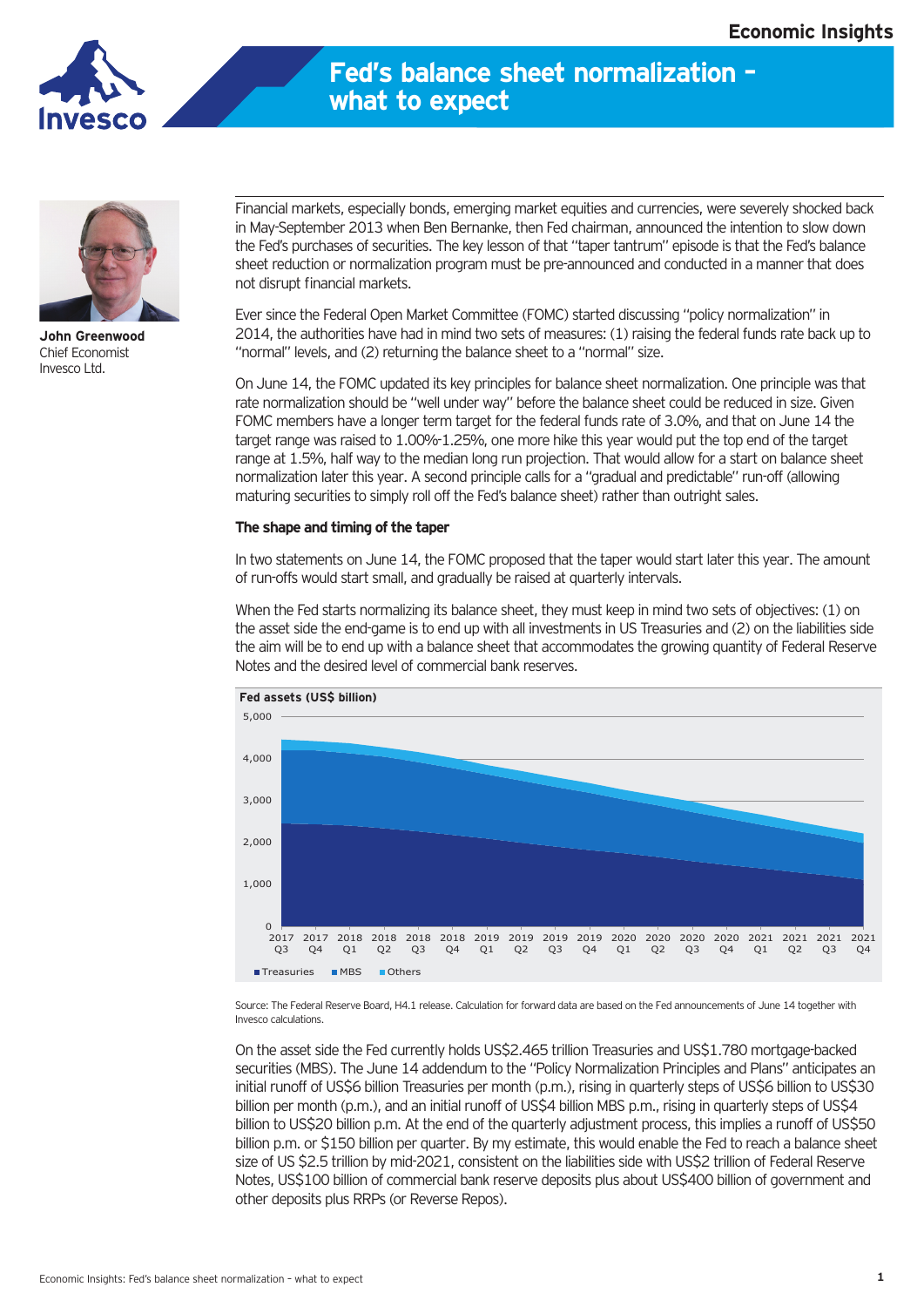# Fed's balance sheet normalization – what to expect

**John Greenwood**
Chief Economist
Invesco Ltd.

Financial markets, especially bonds, emerging market equities and currencies, were severely shocked back in May-September 2013 when Ben Bernanke, then Fed chairman, announced the intention to slow down the Fed's purchases of securities. The key lesson of that "taper tantrum" episode is that the Fed's balance sheet reduction or normalization program must be pre-announced and conducted in a manner that does not disrupt financial markets.

Ever since the Federal Open Market Committee (FOMC) started discussing "policy normalization" in 2014, the authorities have had in mind two sets of measures: (1) raising the federal funds rate back up to "normal" levels, and (2) returning the balance sheet to a "normal" size.

On June 14, the FOMC updated its key principles for balance sheet normalization. One principle was that rate normalization should be "well under way" before the balance sheet could be reduced in size. Given FOMC members have a longer term target for the federal funds rate of 3.0%, and that on June 14 the target range was raised to 1.00%-1.25%, one more hike this year would put the top end of the target range at 1.5%, half way to the median long run projection. That would allow for a start on balance sheet normalization later this year. A second principle calls for a "gradual and predictable" run-off (allowing maturing securities to simply roll off the Fed's balance sheet) rather than outright sales.

**The shape and timing of the taper**

In two statements on June 14, the FOMC proposed that the taper would start later this year. The amount of run-offs would start small, and gradually be raised at quarterly intervals.

When the Fed starts normalizing its balance sheet, they must keep in mind two sets of objectives: (1) on the asset side the end-game is to end up with all investments in US Treasuries and (2) on the liabilities side the aim will be to end up with a balance sheet that accommodates the growing quantity of Federal Reserve Notes and the desired level of commercial bank reserves.

**Fed assets (US$ billion)**

Source: The Federal Reserve Board, H4.1 release. Calculation for forward data are based on the Fed announcements of June 14 together with Invesco calculations.

On the asset side the Fed currently holds US$2.465 trillion Treasuries and US$1.780 mortgage-backed securities (MBS). The June 14 addendum to the "Policy Normalization Principles and Plans" anticipates an initial runoff of US$6 billion Treasuries per month (p.m.), rising in quarterly steps of US$6 billion to US$30 billion per month (p.m.), and an initial runoff of US$4 billion MBS p.m., rising in quarterly steps of US$4 billion to US$20 billion p.m. At the end of the quarterly adjustment process, this implies a runoff of US$50 billion p.m. or $150 billion per quarter. By my estimate, this would enable the Fed to reach a balance sheet size of US $2.5 trillion by mid-2021, consistent on the liabilities side with US$2 trillion of Federal Reserve Notes, US$100 billion of commercial bank reserve deposits plus about US$400 billion of government and other deposits plus RRPs (or Reverse Repos).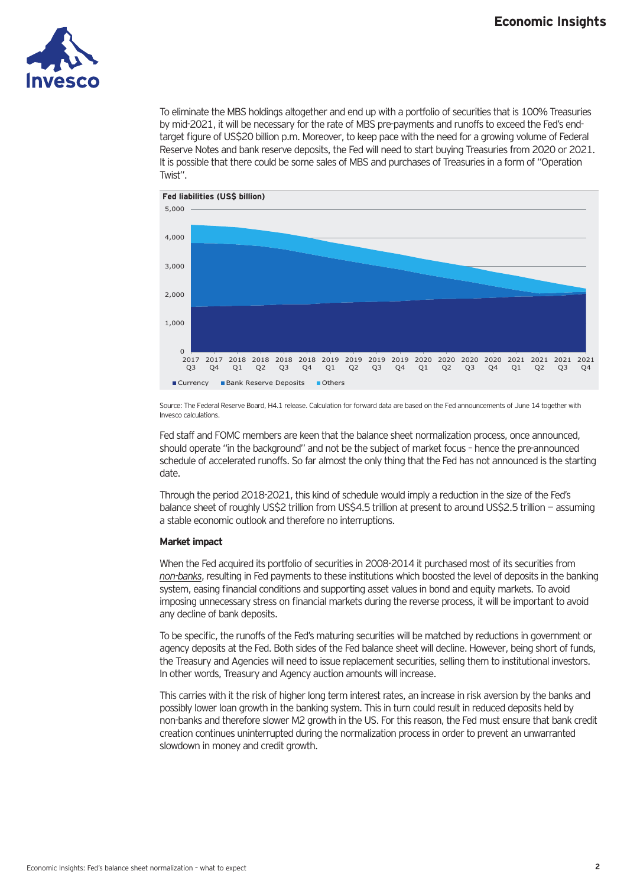To eliminate the MBS holdings altogether and end up with a portfolio of securities that is 100% Treasuries by mid-2021, it will be necessary for the rate of MBS pre-payments and runoffs to exceed the Fed's end-target figure of US$20 billion p.m. Moreover, to keep pace with the need for a growing volume of Federal Reserve Notes and bank reserve deposits, the Fed will need to start buying Treasuries from 2020 or 2021. It is possible that there could be some sales of MBS and purchases of Treasuries in a form of "Operation Twist".

**Fed liabilities (US$ billion)**

Source: The Federal Reserve Board, H4.1 release. Calculation for forward data are based on the Fed announcements of June 14 together with Invesco calculations.

Fed staff and FOMC members are keen that the balance sheet normalization process, once announced, should operate "in the background" and not be the subject of market focus – hence the pre-announced schedule of accelerated runoffs. So far almost the only thing that the Fed has not announced is the starting date.

Through the period 2018-2021, this kind of schedule would imply a reduction in the size of the Fed's balance sheet of roughly US$2 trillion from US$4.5 trillion at present to around US$2.5 trillion – assuming a stable economic outlook and therefore no interruptions.

**Market impact**

When the Fed acquired its portfolio of securities in 2008-2014 it purchased most of its securities from *non-banks*, resulting in Fed payments to these institutions which boosted the level of deposits in the banking system, easing financial conditions and supporting asset values in bond and equity markets. To avoid imposing unnecessary stress on financial markets during the reverse process, it will be important to avoid any decline of bank deposits.

To be specific, the runoffs of the Fed's maturing securities will be matched by reductions in government or agency deposits at the Fed. Both sides of the Fed balance sheet will decline. However, being short of funds, the Treasury and Agencies will need to issue replacement securities, selling them to institutional investors. In other words, Treasury and Agency auction amounts will increase.

This carries with it the risk of higher long term interest rates, an increase in risk aversion by the banks and possibly lower loan growth in the banking system. This in turn could result in reduced deposits held by non-banks and therefore slower M2 growth in the US. For this reason, the Fed must ensure that bank credit creation continues uninterrupted during the normalization process in order to prevent an unwarranted slowdown in money and credit growth.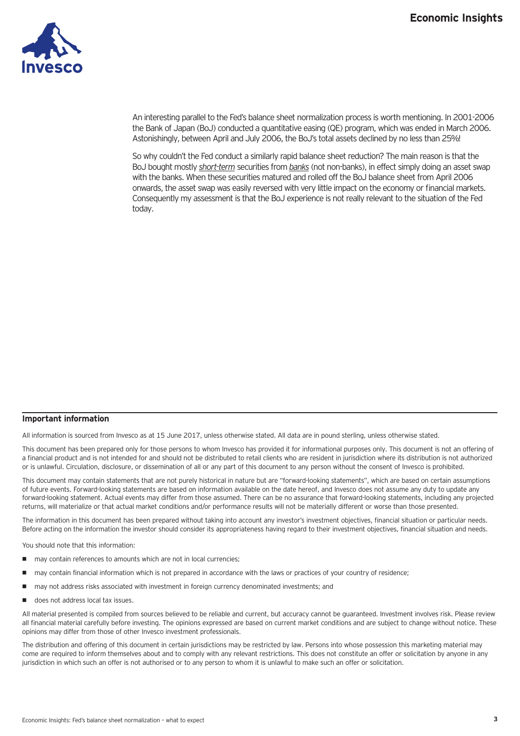An interesting parallel to the Fed's balance sheet normalization process is worth mentioning. In 2001-2006 the Bank of Japan (BoJ) conducted a quantitative easing (QE) program, which was ended in March 2006. Astonishingly, between April and July 2006, the BoJ's total assets declined by no less than 25%!

So why couldn't the Fed conduct a similarly rapid balance sheet reduction? The main reason is that the BoJ bought mostly *short-term* securities from *banks* (not non-banks), in effect simply doing an asset swap with the banks. When these securities matured and rolled off the BoJ balance sheet from April 2006 onwards, the asset swap was easily reversed with very little impact on the economy or financial markets. Consequently my assessment is that the BoJ experience is not really relevant to the situation of the Fed today.

## Important information

All information is sourced from Invesco as at 15 June 2017, unless otherwise stated. All data are in pound sterling, unless otherwise stated.

This document has been prepared only for those persons to whom Invesco has provided it for informational purposes only. This document is not an offering of a financial product and is not intended for and should not be distributed to retail clients who are resident in jurisdiction where its distribution is not authorized or is unlawful. Circulation, disclosure, or dissemination of all or any part of this document to any person without the consent of Invesco is prohibited.

This document may contain statements that are not purely historical in nature but are "forward-looking statements", which are based on certain assumptions of future events. Forward-looking statements are based on information available on the date hereof, and Invesco does not assume any duty to update any forward-looking statement. Actual events may differ from those assumed. There can be no assurance that forward-looking statements, including any projected returns, will materialize or that actual market conditions and/or performance results will not be materially different or worse than those presented.

The information in this document has been prepared without taking into account any investor's investment objectives, financial situation or particular needs. Before acting on the information the investor should consider its appropriateness having regard to their investment objectives, financial situation and needs.

You should note that this information:

- may contain references to amounts which are not in local currencies;
- may contain financial information which is not prepared in accordance with the laws or practices of your country of residence;
- may not address risks associated with investment in foreign currency denominated investments; and
- does not address local tax issues.

All material presented is compiled from sources believed to be reliable and current, but accuracy cannot be guaranteed. Investment involves risk. Please review all financial material carefully before investing. The opinions expressed are based on current market conditions and are subject to change without notice. These opinions may differ from those of other Invesco investment professionals.

The distribution and offering of this document in certain jurisdictions may be restricted by law. Persons into whose possession this marketing material may come are required to inform themselves about and to comply with any relevant restrictions. This does not constitute an offer or solicitation by anyone in any jurisdiction in which such an offer is not authorised or to any person to whom it is unlawful to make such an offer or solicitation.